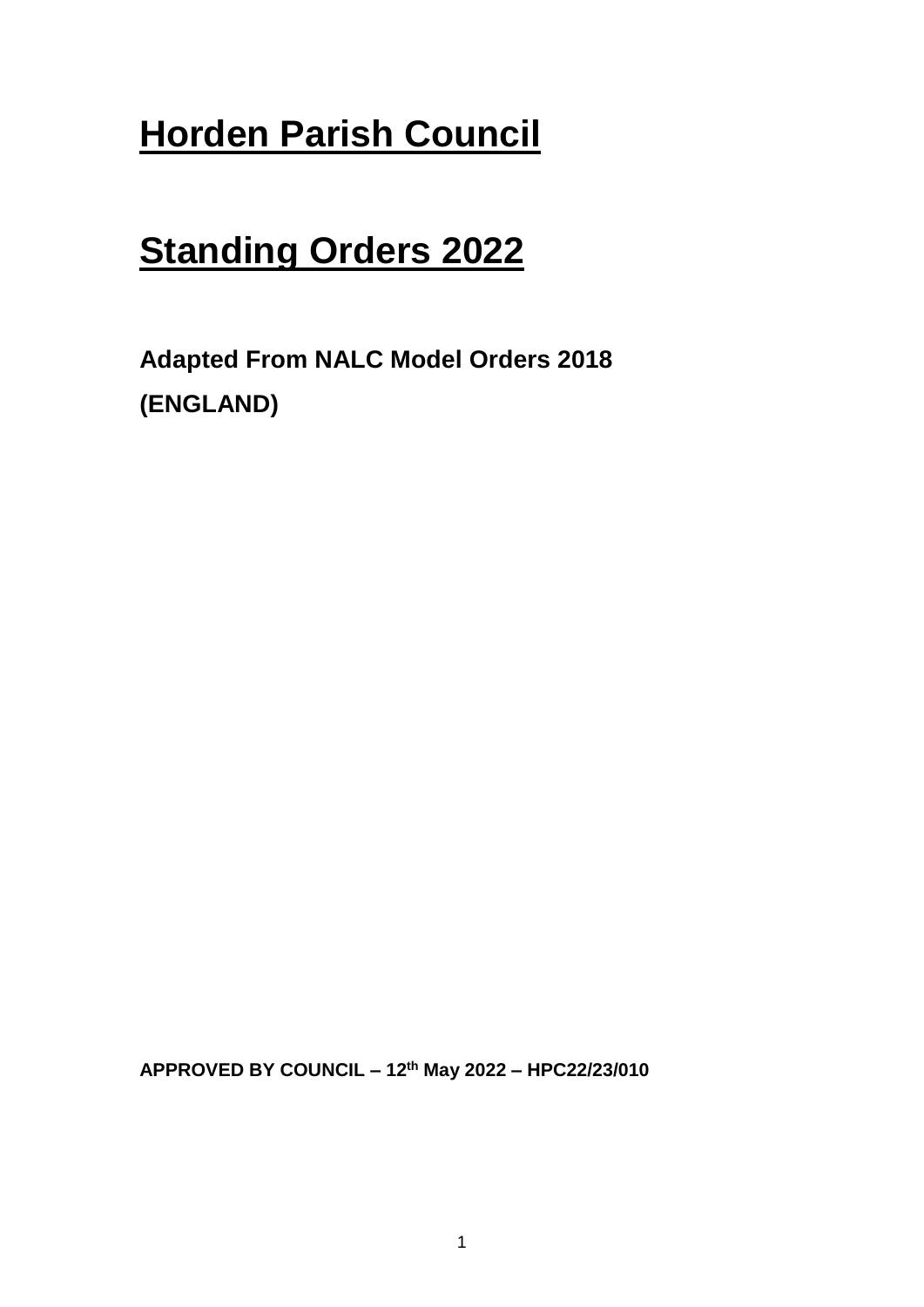# Horden Parish Council

# Standing Orders 2022

**Adapted From NALC Model Orders 2018**

**(ENGLAND)**

**APPROVED BY COUNCIL – 12th May 2022 – HPC22/23/010**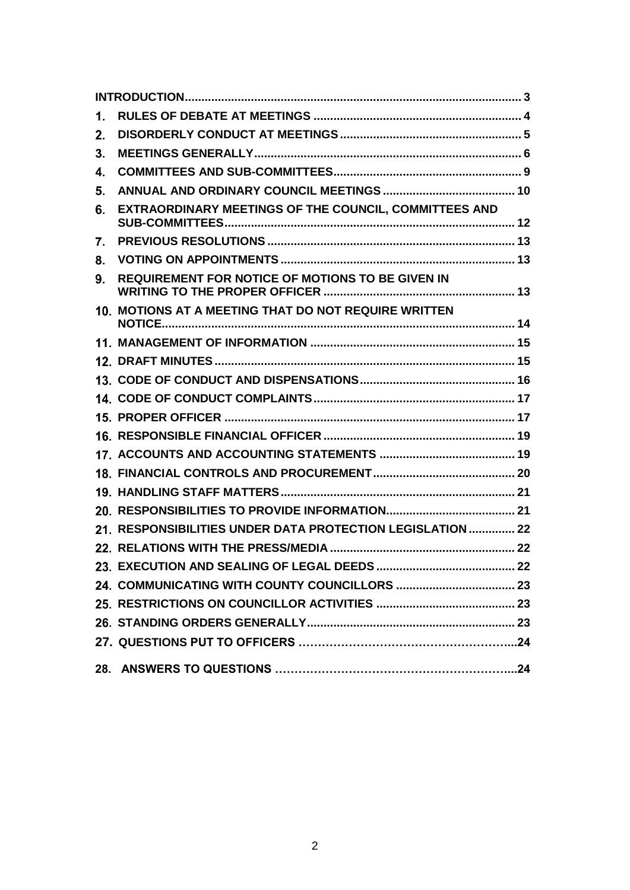| | | |
|---|---|---|
| | INTRODUCTION | 3 |
| 1. | RULES OF DEBATE AT MEETINGS | 4 |
| 2. | DISORDERLY CONDUCT AT MEETINGS | 5 |
| 3. | MEETINGS GENERALLY | 6 |
| 4. | COMMITTEES AND SUB-COMMITTEES | 9 |
| 5. | ANNUAL AND ORDINARY COUNCIL MEETINGS | 10 |
| 6. | EXTRAORDINARY MEETINGS OF THE COUNCIL, COMMITTEES AND SUB-COMMITTEES | 12 |
| 7. | PREVIOUS RESOLUTIONS | 13 |
| 8. | VOTING ON APPOINTMENTS | 13 |
| 9. | REQUIREMENT FOR NOTICE OF MOTIONS TO BE GIVEN IN WRITING TO THE PROPER OFFICER | 13 |
| 10. | MOTIONS AT A MEETING THAT DO NOT REQUIRE WRITTEN NOTICE | 14 |
| 11. | MANAGEMENT OF INFORMATION | 15 |
| 12. | DRAFT MINUTES | 15 |
| 13. | CODE OF CONDUCT AND DISPENSATIONS | 16 |
| 14. | CODE OF CONDUCT COMPLAINTS | 17 |
| 15. | PROPER OFFICER | 17 |
| 16. | RESPONSIBLE FINANCIAL OFFICER | 19 |
| 17. | ACCOUNTS AND ACCOUNTING STATEMENTS | 19 |
| 18. | FINANCIAL CONTROLS AND PROCUREMENT | 20 |
| 19. | HANDLING STAFF MATTERS | 21 |
| 20. | RESPONSIBILITIES TO PROVIDE INFORMATION | 21 |
| 21. | RESPONSIBILITIES UNDER DATA PROTECTION LEGISLATION | 22 |
| 22. | RELATIONS WITH THE PRESS/MEDIA | 22 |
| 23. | EXECUTION AND SEALING OF LEGAL DEEDS | 22 |
| 24. | COMMUNICATING WITH COUNTY COUNCILLORS | 23 |
| 25. | RESTRICTIONS ON COUNCILLOR ACTIVITIES | 23 |
| 26. | STANDING ORDERS GENERALLY | 23 |
| 27. | QUESTIONS PUT TO OFFICERS | 24 |
| 28. | ANSWERS TO QUESTIONS | 24 |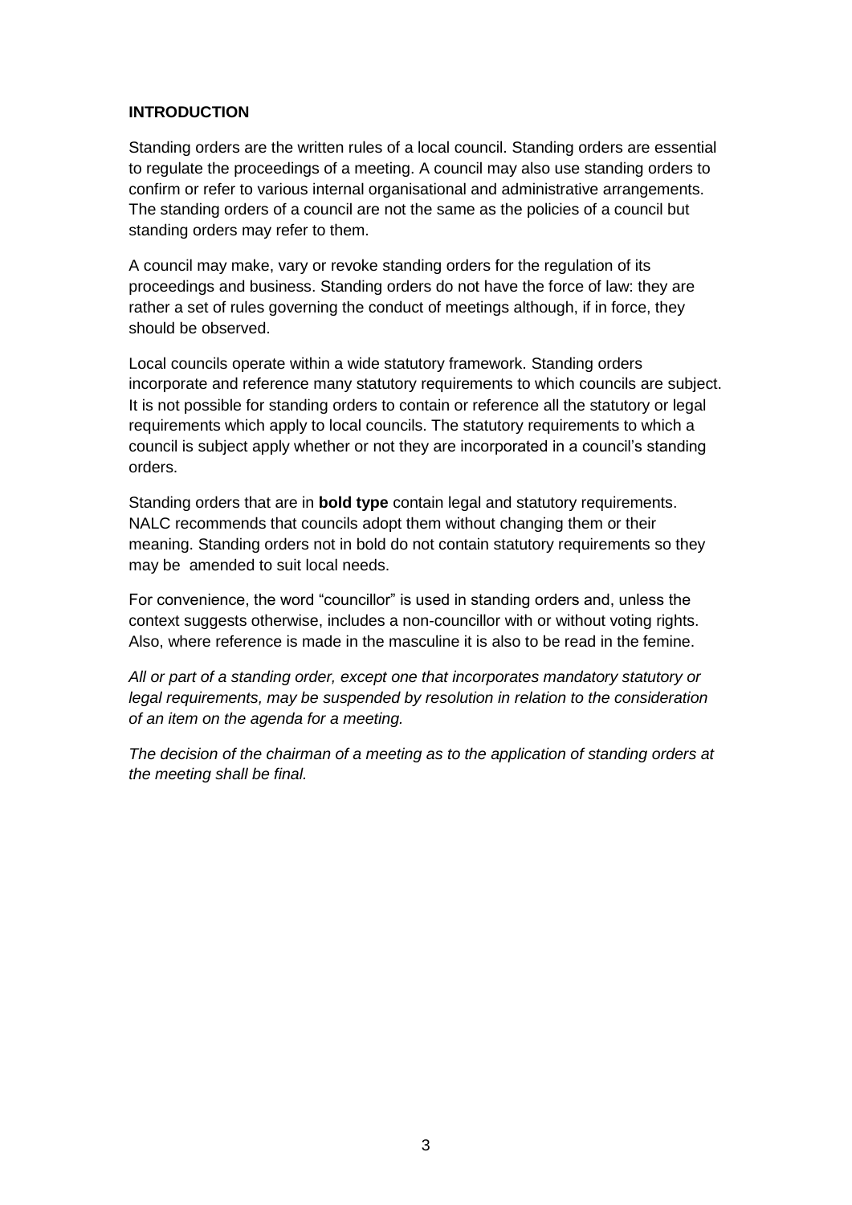**INTRODUCTION**

Standing orders are the written rules of a local council. Standing orders are essential to regulate the proceedings of a meeting. A council may also use standing orders to confirm or refer to various internal organisational and administrative arrangements. The standing orders of a council are not the same as the policies of a council but standing orders may refer to them.

A council may make, vary or revoke standing orders for the regulation of its proceedings and business. Standing orders do not have the force of law: they are rather a set of rules governing the conduct of meetings although, if in force, they should be observed.

Local councils operate within a wide statutory framework. Standing orders incorporate and reference many statutory requirements to which councils are subject. It is not possible for standing orders to contain or reference all the statutory or legal requirements which apply to local councils. The statutory requirements to which a council is subject apply whether or not they are incorporated in a council's standing orders.

Standing orders that are in **bold type** contain legal and statutory requirements. NALC recommends that councils adopt them without changing them or their meaning. Standing orders not in bold do not contain statutory requirements so they may be amended to suit local needs.

For convenience, the word "councillor" is used in standing orders and, unless the context suggests otherwise, includes a non-councillor with or without voting rights. Also, where reference is made in the masculine it is also to be read in the femine.

*All or part of a standing order, except one that incorporates mandatory statutory or legal requirements, may be suspended by resolution in relation to the consideration of an item on the agenda for a meeting.*

*The decision of the chairman of a meeting as to the application of standing orders at the meeting shall be final.*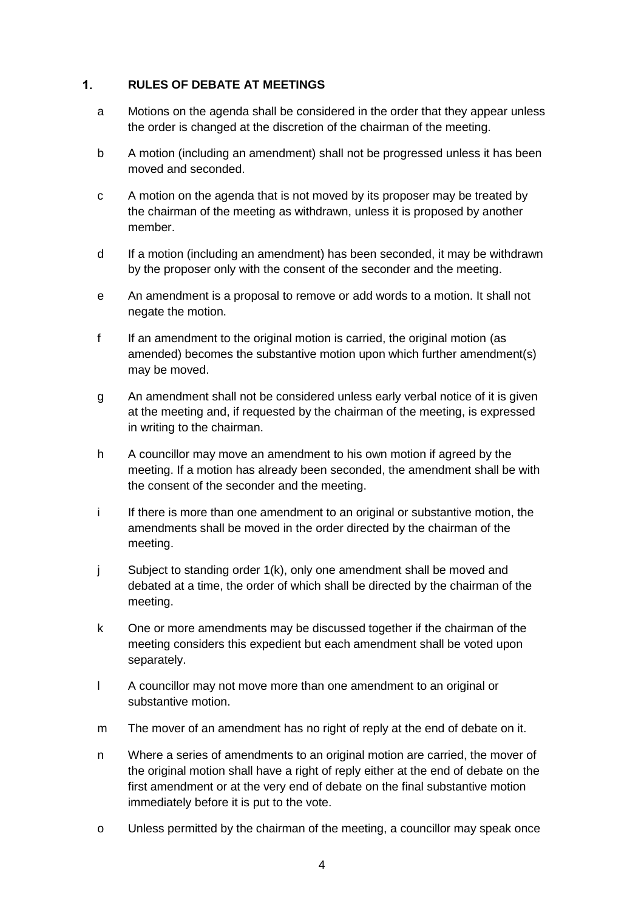## 1. RULES OF DEBATE AT MEETINGS

a Motions on the agenda shall be considered in the order that they appear unless the order is changed at the discretion of the chairman of the meeting.

b A motion (including an amendment) shall not be progressed unless it has been moved and seconded.

c A motion on the agenda that is not moved by its proposer may be treated by the chairman of the meeting as withdrawn, unless it is proposed by another member.

d If a motion (including an amendment) has been seconded, it may be withdrawn by the proposer only with the consent of the seconder and the meeting.

e An amendment is a proposal to remove or add words to a motion. It shall not negate the motion.

f If an amendment to the original motion is carried, the original motion (as amended) becomes the substantive motion upon which further amendment(s) may be moved.

g An amendment shall not be considered unless early verbal notice of it is given at the meeting and, if requested by the chairman of the meeting, is expressed in writing to the chairman.

h A councillor may move an amendment to his own motion if agreed by the meeting. If a motion has already been seconded, the amendment shall be with the consent of the seconder and the meeting.

i If there is more than one amendment to an original or substantive motion, the amendments shall be moved in the order directed by the chairman of the meeting.

j Subject to standing order 1(k), only one amendment shall be moved and debated at a time, the order of which shall be directed by the chairman of the meeting.

k One or more amendments may be discussed together if the chairman of the meeting considers this expedient but each amendment shall be voted upon separately.

l A councillor may not move more than one amendment to an original or substantive motion.

m The mover of an amendment has no right of reply at the end of debate on it.

n Where a series of amendments to an original motion are carried, the mover of the original motion shall have a right of reply either at the end of debate on the first amendment or at the very end of debate on the final substantive motion immediately before it is put to the vote.

o Unless permitted by the chairman of the meeting, a councillor may speak once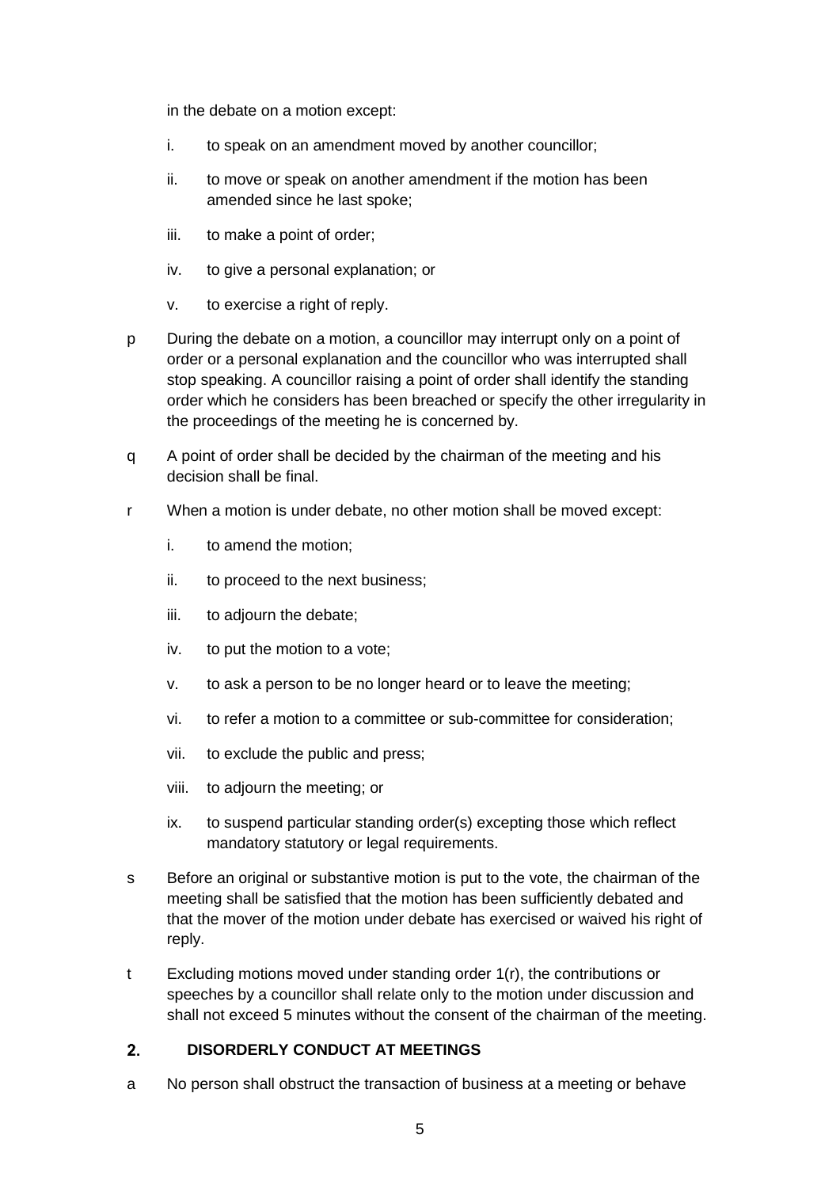in the debate on a motion except:

i. to speak on an amendment moved by another councillor;

ii. to move or speak on another amendment if the motion has been amended since he last spoke;

iii. to make a point of order;

iv. to give a personal explanation; or

v. to exercise a right of reply.

p During the debate on a motion, a councillor may interrupt only on a point of order or a personal explanation and the councillor who was interrupted shall stop speaking. A councillor raising a point of order shall identify the standing order which he considers has been breached or specify the other irregularity in the proceedings of the meeting he is concerned by.

q A point of order shall be decided by the chairman of the meeting and his decision shall be final.

r When a motion is under debate, no other motion shall be moved except:

i. to amend the motion;

ii. to proceed to the next business;

iii. to adjourn the debate;

iv. to put the motion to a vote;

v. to ask a person to be no longer heard or to leave the meeting;

vi. to refer a motion to a committee or sub-committee for consideration;

vii. to exclude the public and press;

viii. to adjourn the meeting; or

ix. to suspend particular standing order(s) excepting those which reflect mandatory statutory or legal requirements.

s Before an original or substantive motion is put to the vote, the chairman of the meeting shall be satisfied that the motion has been sufficiently debated and that the mover of the motion under debate has exercised or waived his right of reply.

t Excluding motions moved under standing order 1(r), the contributions or speeches by a councillor shall relate only to the motion under discussion and shall not exceed 5 minutes without the consent of the chairman of the meeting.

## 2. DISORDERLY CONDUCT AT MEETINGS

a No person shall obstruct the transaction of business at a meeting or behave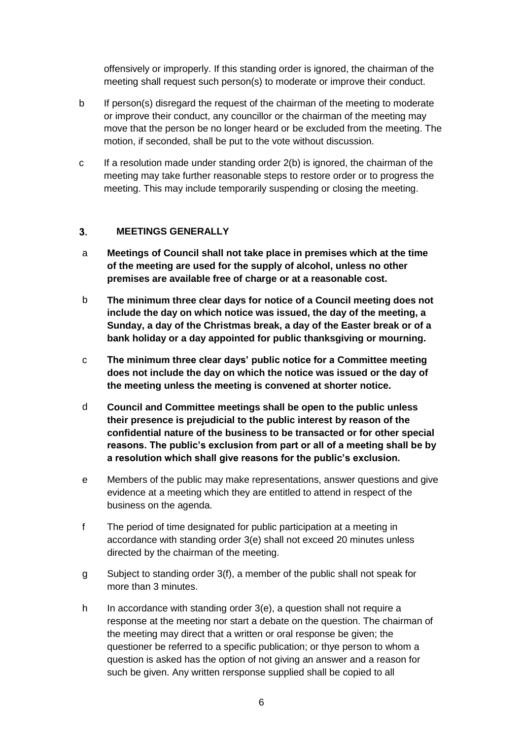offensively or improperly. If this standing order is ignored, the chairman of the meeting shall request such person(s) to moderate or improve their conduct.

b If person(s) disregard the request of the chairman of the meeting to moderate or improve their conduct, any councillor or the chairman of the meeting may move that the person be no longer heard or be excluded from the meeting. The motion, if seconded, shall be put to the vote without discussion.

c If a resolution made under standing order 2(b) is ignored, the chairman of the meeting may take further reasonable steps to restore order or to progress the meeting. This may include temporarily suspending or closing the meeting.

## 3. MEETINGS GENERALLY

a **Meetings of Council shall not take place in premises which at the time of the meeting are used for the supply of alcohol, unless no other premises are available free of charge or at a reasonable cost.**

b **The minimum three clear days for notice of a Council meeting does not include the day on which notice was issued, the day of the meeting, a Sunday, a day of the Christmas break, a day of the Easter break or of a bank holiday or a day appointed for public thanksgiving or mourning.**

c **The minimum three clear days' public notice for a Committee meeting does not include the day on which the notice was issued or the day of the meeting unless the meeting is convened at shorter notice.**

d **Council and Committee meetings shall be open to the public unless their presence is prejudicial to the public interest by reason of the confidential nature of the business to be transacted or for other special reasons. The public's exclusion from part or all of a meeting shall be by a resolution which shall give reasons for the public's exclusion.**

e Members of the public may make representations, answer questions and give evidence at a meeting which they are entitled to attend in respect of the business on the agenda.

f The period of time designated for public participation at a meeting in accordance with standing order 3(e) shall not exceed 20 minutes unless directed by the chairman of the meeting.

g Subject to standing order 3(f), a member of the public shall not speak for more than 3 minutes.

h In accordance with standing order 3(e), a question shall not require a response at the meeting nor start a debate on the question. The chairman of the meeting may direct that a written or oral response be given; the questioner be referred to a specific publication; or thye person to whom a question is asked has the option of not giving an answer and a reason for such be given. Any written rersponse supplied shall be copied to all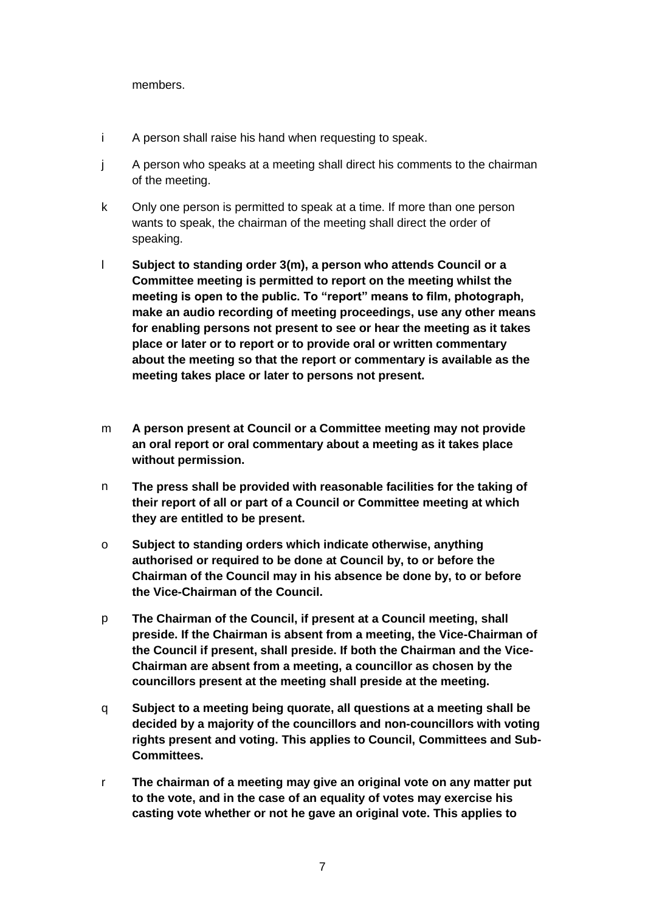members.

i A person shall raise his hand when requesting to speak.

j A person who speaks at a meeting shall direct his comments to the chairman of the meeting.

k Only one person is permitted to speak at a time. If more than one person wants to speak, the chairman of the meeting shall direct the order of speaking.

l **Subject to standing order 3(m), a person who attends Council or a Committee meeting is permitted to report on the meeting whilst the meeting is open to the public. To "report" means to film, photograph, make an audio recording of meeting proceedings, use any other means for enabling persons not present to see or hear the meeting as it takes place or later or to report or to provide oral or written commentary about the meeting so that the report or commentary is available as the meeting takes place or later to persons not present.**

m **A person present at Council or a Committee meeting may not provide an oral report or oral commentary about a meeting as it takes place without permission.**

n **The press shall be provided with reasonable facilities for the taking of their report of all or part of a Council or Committee meeting at which they are entitled to be present.**

o **Subject to standing orders which indicate otherwise, anything authorised or required to be done at Council by, to or before the Chairman of the Council may in his absence be done by, to or before the Vice-Chairman of the Council.**

p **The Chairman of the Council, if present at a Council meeting, shall preside. If the Chairman is absent from a meeting, the Vice-Chairman of the Council if present, shall preside. If both the Chairman and the Vice-Chairman are absent from a meeting, a councillor as chosen by the councillors present at the meeting shall preside at the meeting.**

q **Subject to a meeting being quorate, all questions at a meeting shall be decided by a majority of the councillors and non-councillors with voting rights present and voting. This applies to Council, Committees and Sub-Committees.**

r **The chairman of a meeting may give an original vote on any matter put to the vote, and in the case of an equality of votes may exercise his casting vote whether or not he gave an original vote. This applies to**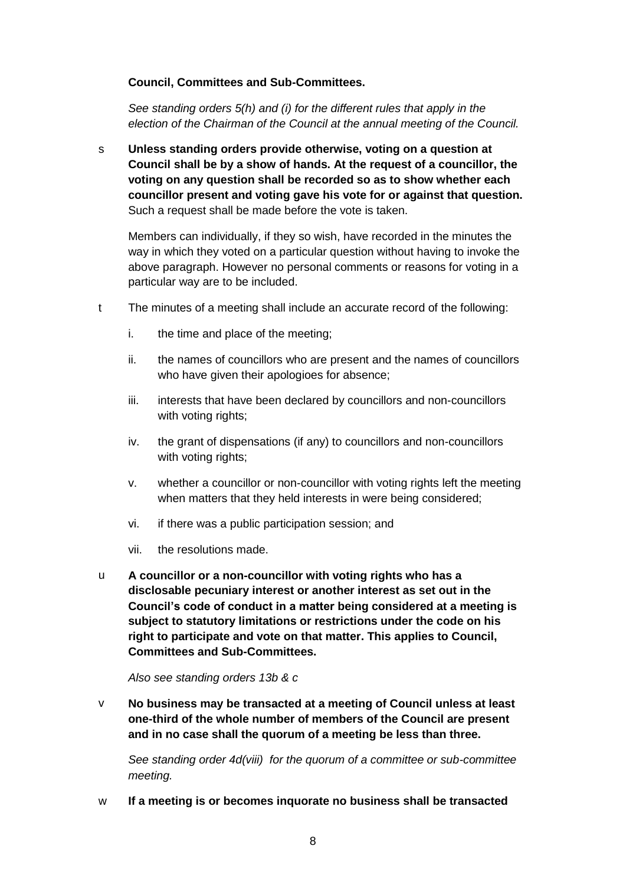**Council, Committees and Sub-Committees.**

*See standing orders 5(h) and (i) for the different rules that apply in the election of the Chairman of the Council at the annual meeting of the Council.*

s **Unless standing orders provide otherwise, voting on a question at Council shall be by a show of hands. At the request of a councillor, the voting on any question shall be recorded so as to show whether each councillor present and voting gave his vote for or against that question.** Such a request shall be made before the vote is taken.

Members can individually, if they so wish, have recorded in the minutes the way in which they voted on a particular question without having to invoke the above paragraph. However no personal comments or reasons for voting in a particular way are to be included.

t The minutes of a meeting shall include an accurate record of the following:

i. the time and place of the meeting;

ii. the names of councillors who are present and the names of councillors who have given their apologioes for absence;

iii. interests that have been declared by councillors and non-councillors with voting rights;

iv. the grant of dispensations (if any) to councillors and non-councillors with voting rights;

v. whether a councillor or non-councillor with voting rights left the meeting when matters that they held interests in were being considered;

vi. if there was a public participation session; and

vii. the resolutions made.

u **A councillor or a non-councillor with voting rights who has a disclosable pecuniary interest or another interest as set out in the Council's code of conduct in a matter being considered at a meeting is subject to statutory limitations or restrictions under the code on his right to participate and vote on that matter. This applies to Council, Committees and Sub-Committees.**

*Also see standing orders 13b & c*

v **No business may be transacted at a meeting of Council unless at least one-third of the whole number of members of the Council are present and in no case shall the quorum of a meeting be less than three.**

*See standing order 4d(viii) for the quorum of a committee or sub-committee meeting.*

w **If a meeting is or becomes inquorate no business shall be transacted**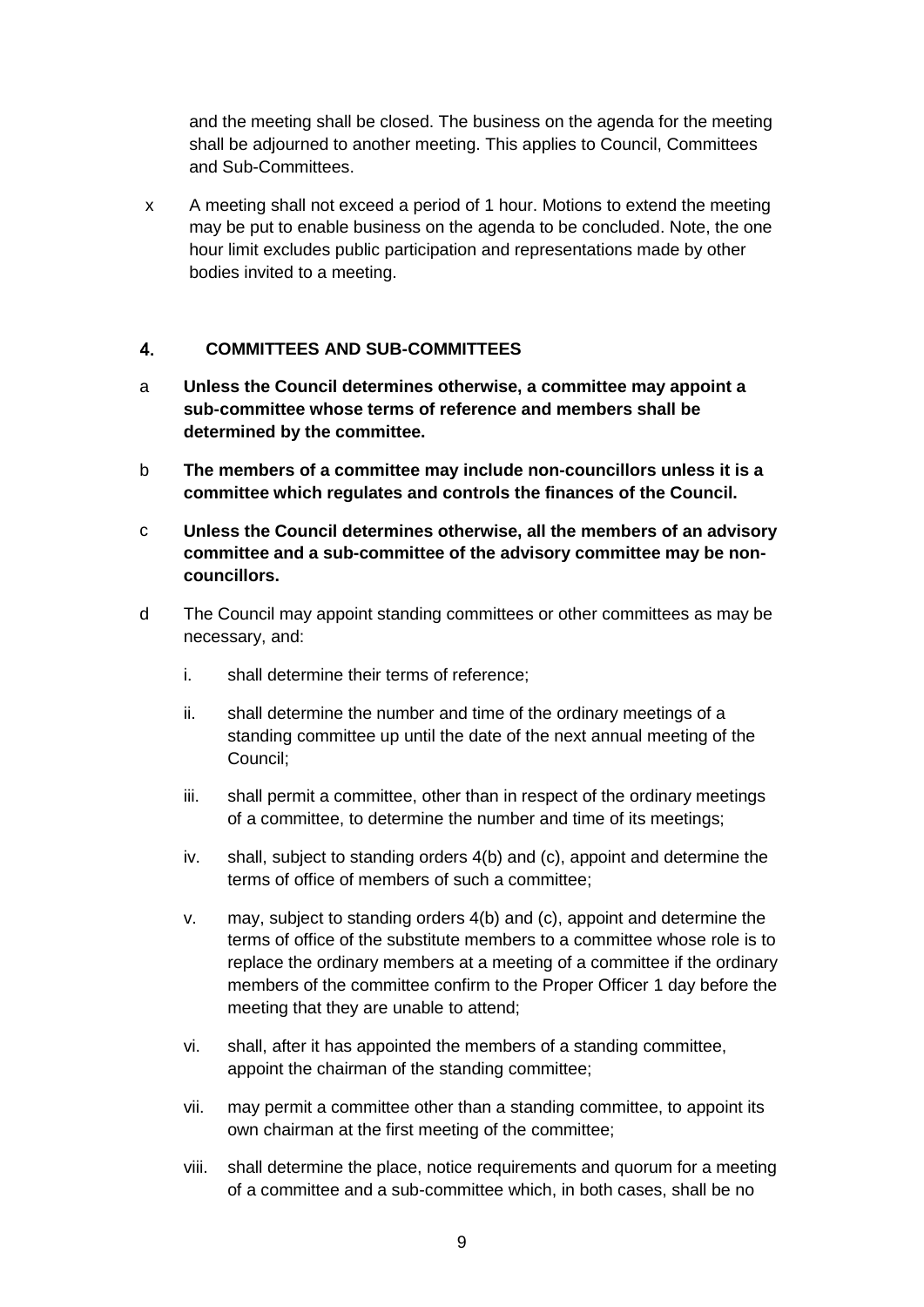and the meeting shall be closed. The business on the agenda for the meeting shall be adjourned to another meeting. This applies to Council, Committees and Sub-Committees.

x A meeting shall not exceed a period of 1 hour. Motions to extend the meeting may be put to enable business on the agenda to be concluded. Note, the one hour limit excludes public participation and representations made by other bodies invited to a meeting.

## 4. COMMITTEES AND SUB-COMMITTEES

a **Unless the Council determines otherwise, a committee may appoint a sub-committee whose terms of reference and members shall be determined by the committee.**

b **The members of a committee may include non-councillors unless it is a committee which regulates and controls the finances of the Council.**

c **Unless the Council determines otherwise, all the members of an advisory committee and a sub-committee of the advisory committee may be non-councillors.**

d The Council may appoint standing committees or other committees as may be necessary, and:

   i. shall determine their terms of reference;

   ii. shall determine the number and time of the ordinary meetings of a standing committee up until the date of the next annual meeting of the Council;

   iii. shall permit a committee, other than in respect of the ordinary meetings of a committee, to determine the number and time of its meetings;

   iv. shall, subject to standing orders 4(b) and (c), appoint and determine the terms of office of members of such a committee;

   v. may, subject to standing orders 4(b) and (c), appoint and determine the terms of office of the substitute members to a committee whose role is to replace the ordinary members at a meeting of a committee if the ordinary members of the committee confirm to the Proper Officer 1 day before the meeting that they are unable to attend;

   vi. shall, after it has appointed the members of a standing committee, appoint the chairman of the standing committee;

   vii. may permit a committee other than a standing committee, to appoint its own chairman at the first meeting of the committee;

   viii. shall determine the place, notice requirements and quorum for a meeting of a committee and a sub-committee which, in both cases, shall be no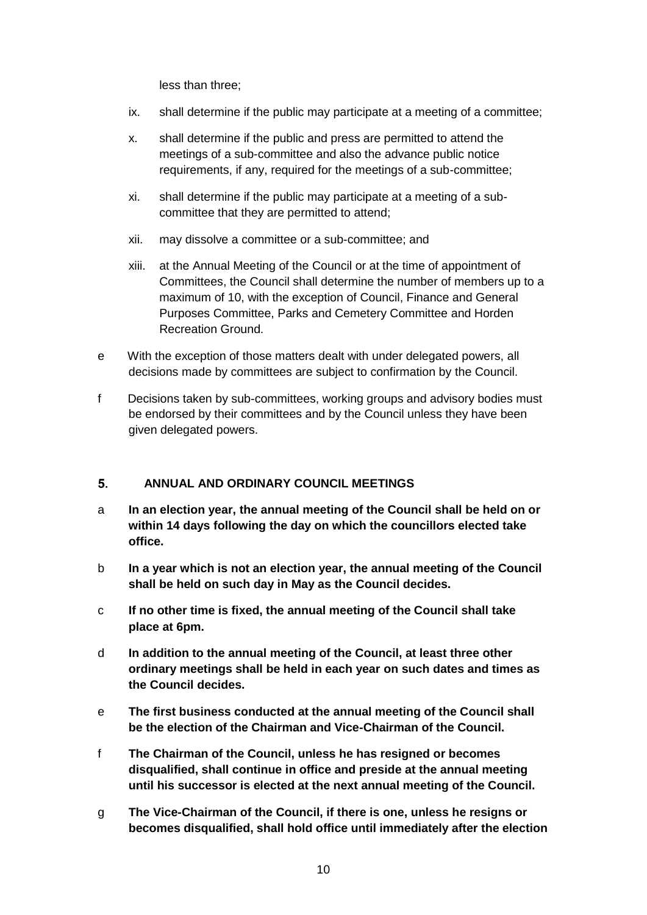less than three;

ix. shall determine if the public may participate at a meeting of a committee;

x. shall determine if the public and press are permitted to attend the meetings of a sub-committee and also the advance public notice requirements, if any, required for the meetings of a sub-committee;

xi. shall determine if the public may participate at a meeting of a sub-committee that they are permitted to attend;

xii. may dissolve a committee or a sub-committee; and

xiii. at the Annual Meeting of the Council or at the time of appointment of Committees, the Council shall determine the number of members up to a maximum of 10, with the exception of Council, Finance and General Purposes Committee, Parks and Cemetery Committee and Horden Recreation Ground.

e With the exception of those matters dealt with under delegated powers, all decisions made by committees are subject to confirmation by the Council.

f Decisions taken by sub-committees, working groups and advisory bodies must be endorsed by their committees and by the Council unless they have been given delegated powers.

## 5. ANNUAL AND ORDINARY COUNCIL MEETINGS

a **In an election year, the annual meeting of the Council shall be held on or within 14 days following the day on which the councillors elected take office.**

b **In a year which is not an election year, the annual meeting of the Council shall be held on such day in May as the Council decides.**

c **If no other time is fixed, the annual meeting of the Council shall take place at 6pm.**

d **In addition to the annual meeting of the Council, at least three other ordinary meetings shall be held in each year on such dates and times as the Council decides.**

e **The first business conducted at the annual meeting of the Council shall be the election of the Chairman and Vice-Chairman of the Council.**

f **The Chairman of the Council, unless he has resigned or becomes disqualified, shall continue in office and preside at the annual meeting until his successor is elected at the next annual meeting of the Council.**

g **The Vice-Chairman of the Council, if there is one, unless he resigns or becomes disqualified, shall hold office until immediately after the election**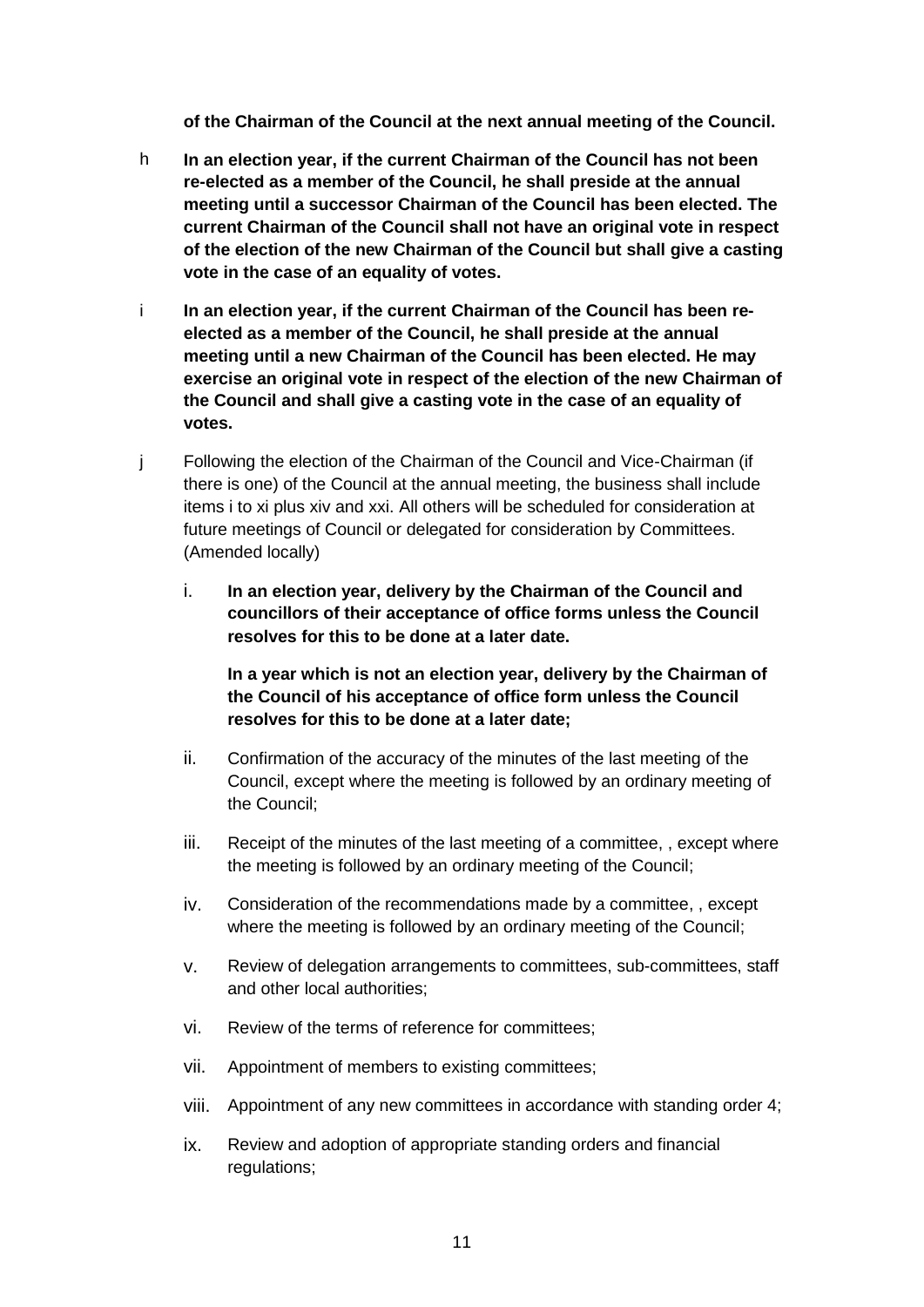**of the Chairman of the Council at the next annual meeting of the Council.**

h **In an election year, if the current Chairman of the Council has not been re-elected as a member of the Council, he shall preside at the annual meeting until a successor Chairman of the Council has been elected. The current Chairman of the Council shall not have an original vote in respect of the election of the new Chairman of the Council but shall give a casting vote in the case of an equality of votes.**

i **In an election year, if the current Chairman of the Council has been re-elected as a member of the Council, he shall preside at the annual meeting until a new Chairman of the Council has been elected. He may exercise an original vote in respect of the election of the new Chairman of the Council and shall give a casting vote in the case of an equality of votes.**

j Following the election of the Chairman of the Council and Vice-Chairman (if there is one) of the Council at the annual meeting, the business shall include items i to xi plus xiv and xxi. All others will be scheduled for consideration at future meetings of Council or delegated for consideration by Committees. (Amended locally)

i. **In an election year, delivery by the Chairman of the Council and councillors of their acceptance of office forms unless the Council resolves for this to be done at a later date.**

   **In a year which is not an election year, delivery by the Chairman of the Council of his acceptance of office form unless the Council resolves for this to be done at a later date;**

ii. Confirmation of the accuracy of the minutes of the last meeting of the Council, except where the meeting is followed by an ordinary meeting of the Council;

iii. Receipt of the minutes of the last meeting of a committee, , except where the meeting is followed by an ordinary meeting of the Council;

iv. Consideration of the recommendations made by a committee, , except where the meeting is followed by an ordinary meeting of the Council;

v. Review of delegation arrangements to committees, sub-committees, staff and other local authorities;

vi. Review of the terms of reference for committees;

vii. Appointment of members to existing committees;

viii. Appointment of any new committees in accordance with standing order 4;

ix. Review and adoption of appropriate standing orders and financial regulations;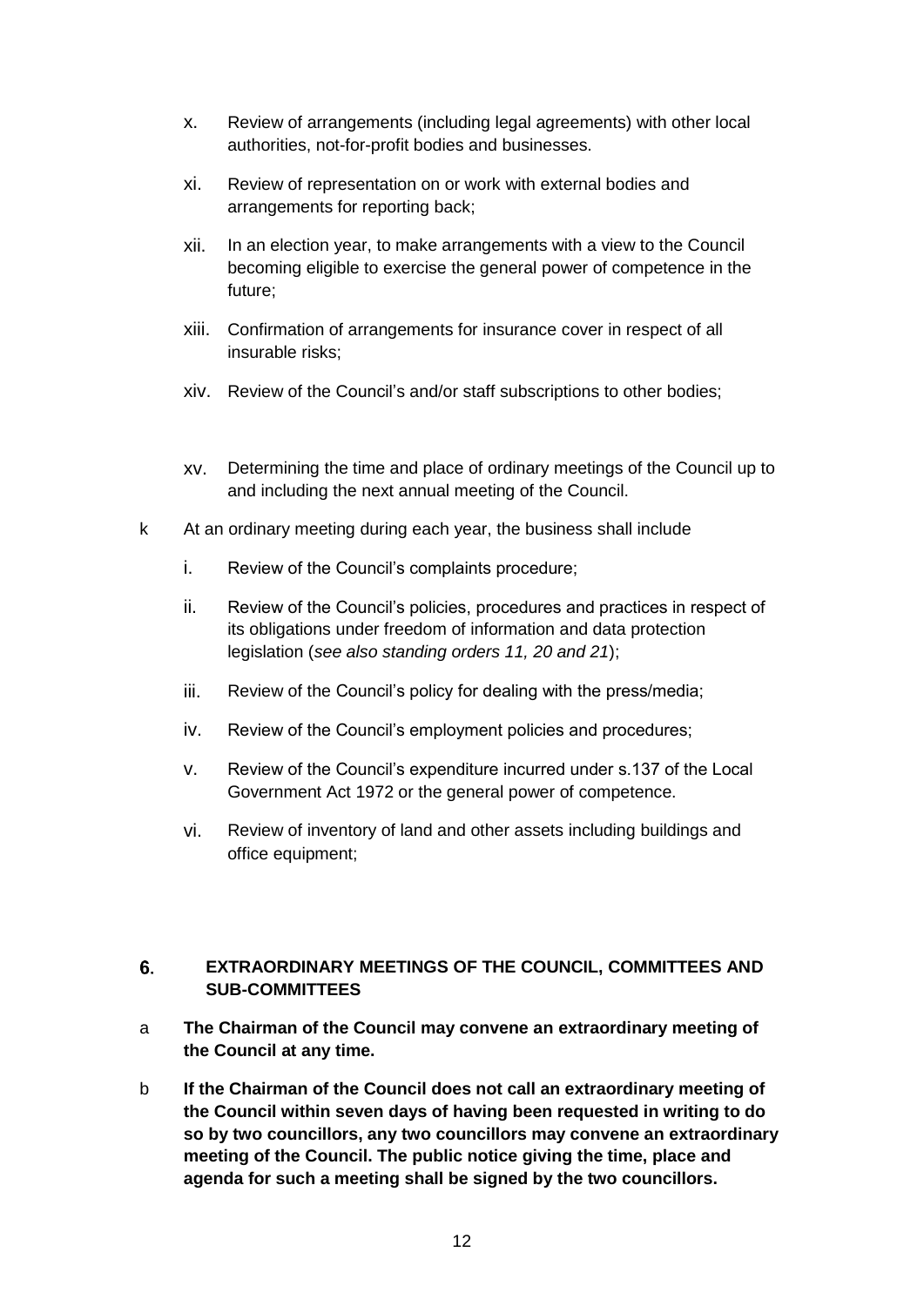x. Review of arrangements (including legal agreements) with other local authorities, not-for-profit bodies and businesses.

xi. Review of representation on or work with external bodies and arrangements for reporting back;

xii. In an election year, to make arrangements with a view to the Council becoming eligible to exercise the general power of competence in the future;

xiii. Confirmation of arrangements for insurance cover in respect of all insurable risks;

xiv. Review of the Council's and/or staff subscriptions to other bodies;

xv. Determining the time and place of ordinary meetings of the Council up to and including the next annual meeting of the Council.

k At an ordinary meeting during each year, the business shall include

i. Review of the Council's complaints procedure;

ii. Review of the Council's policies, procedures and practices in respect of its obligations under freedom of information and data protection legislation (*see also standing orders 11, 20 and 21*);

iii. Review of the Council's policy for dealing with the press/media;

iv. Review of the Council's employment policies and procedures;

v. Review of the Council's expenditure incurred under s.137 of the Local Government Act 1972 or the general power of competence.

vi. Review of inventory of land and other assets including buildings and office equipment;

## 6. EXTRAORDINARY MEETINGS OF THE COUNCIL, COMMITTEES AND SUB-COMMITTEES

a **The Chairman of the Council may convene an extraordinary meeting of the Council at any time.**

b **If the Chairman of the Council does not call an extraordinary meeting of the Council within seven days of having been requested in writing to do so by two councillors, any two councillors may convene an extraordinary meeting of the Council. The public notice giving the time, place and agenda for such a meeting shall be signed by the two councillors.**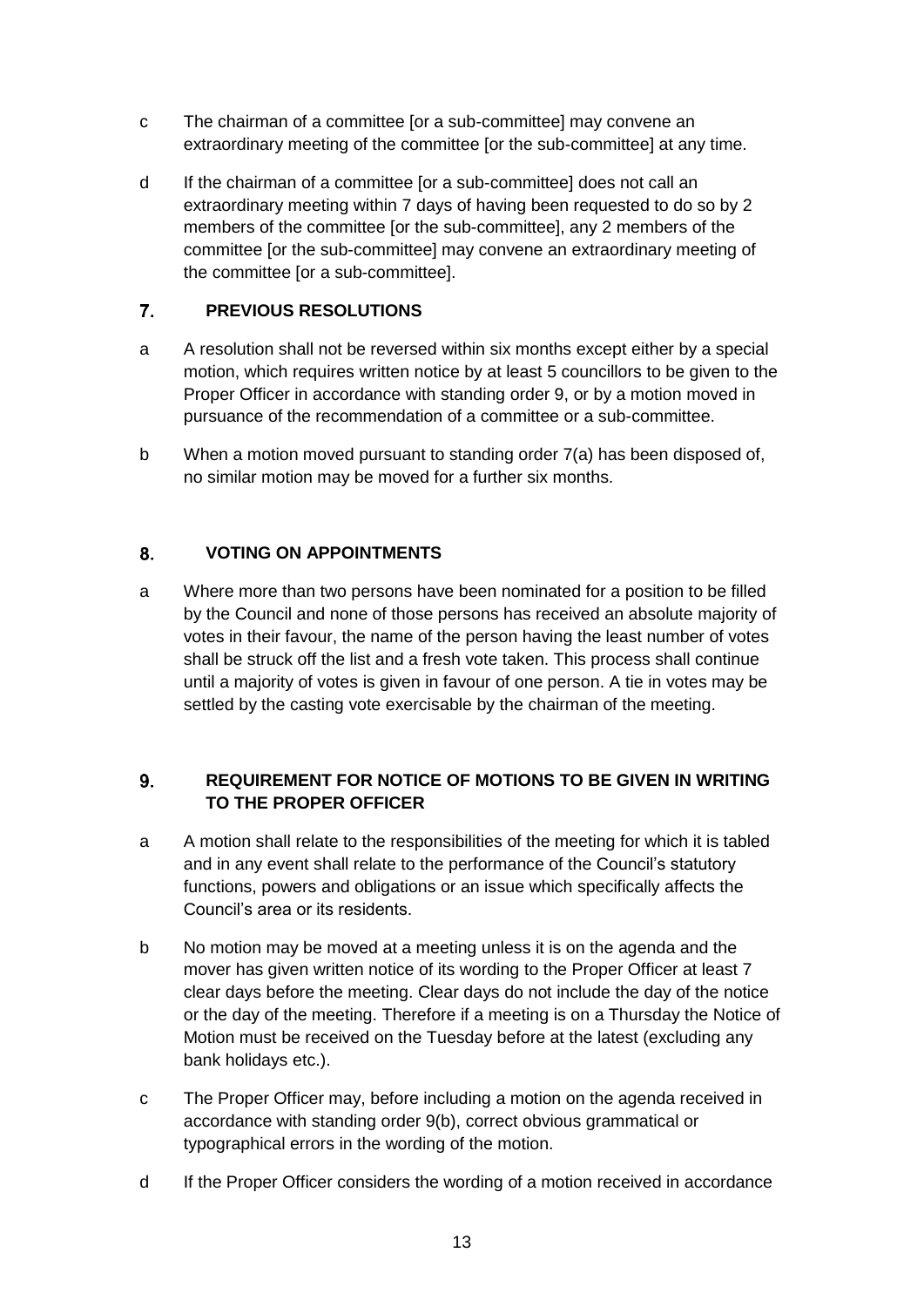c The chairman of a committee [or a sub-committee] may convene an extraordinary meeting of the committee [or the sub-committee] at any time.

d If the chairman of a committee [or a sub-committee] does not call an extraordinary meeting within 7 days of having been requested to do so by 2 members of the committee [or the sub-committee], any 2 members of the committee [or the sub-committee] may convene an extraordinary meeting of the committee [or a sub-committee].

## 7. PREVIOUS RESOLUTIONS

a A resolution shall not be reversed within six months except either by a special motion, which requires written notice by at least 5 councillors to be given to the Proper Officer in accordance with standing order 9, or by a motion moved in pursuance of the recommendation of a committee or a sub-committee.

b When a motion moved pursuant to standing order 7(a) has been disposed of, no similar motion may be moved for a further six months.

## 8. VOTING ON APPOINTMENTS

a Where more than two persons have been nominated for a position to be filled by the Council and none of those persons has received an absolute majority of votes in their favour, the name of the person having the least number of votes shall be struck off the list and a fresh vote taken. This process shall continue until a majority of votes is given in favour of one person. A tie in votes may be settled by the casting vote exercisable by the chairman of the meeting.

## 9. REQUIREMENT FOR NOTICE OF MOTIONS TO BE GIVEN IN WRITING TO THE PROPER OFFICER

a A motion shall relate to the responsibilities of the meeting for which it is tabled and in any event shall relate to the performance of the Council's statutory functions, powers and obligations or an issue which specifically affects the Council's area or its residents.

b No motion may be moved at a meeting unless it is on the agenda and the mover has given written notice of its wording to the Proper Officer at least 7 clear days before the meeting. Clear days do not include the day of the notice or the day of the meeting. Therefore if a meeting is on a Thursday the Notice of Motion must be received on the Tuesday before at the latest (excluding any bank holidays etc.).

c The Proper Officer may, before including a motion on the agenda received in accordance with standing order 9(b), correct obvious grammatical or typographical errors in the wording of the motion.

d If the Proper Officer considers the wording of a motion received in accordance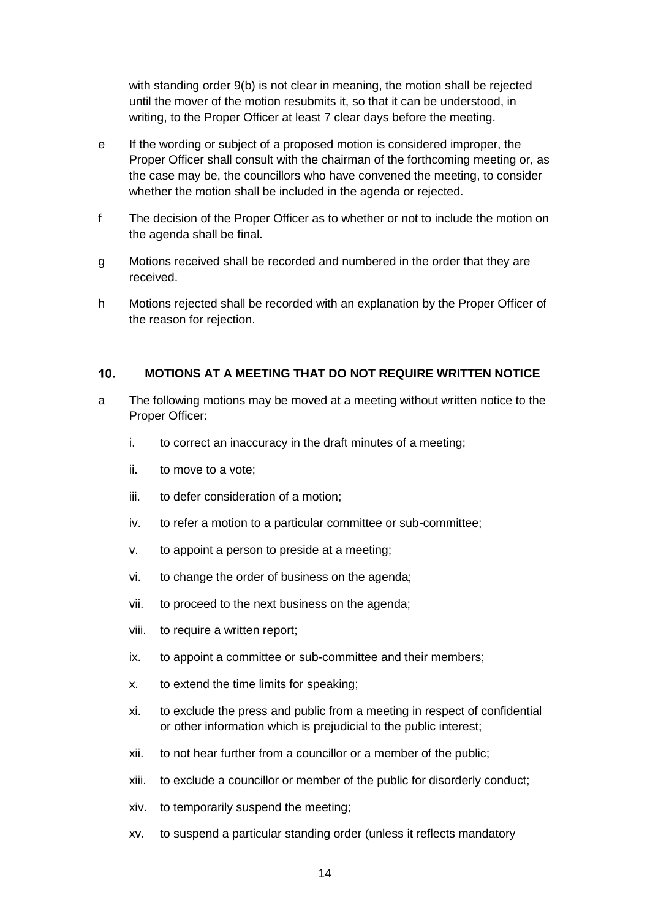with standing order 9(b) is not clear in meaning, the motion shall be rejected until the mover of the motion resubmits it, so that it can be understood, in writing, to the Proper Officer at least 7 clear days before the meeting.

e If the wording or subject of a proposed motion is considered improper, the Proper Officer shall consult with the chairman of the forthcoming meeting or, as the case may be, the councillors who have convened the meeting, to consider whether the motion shall be included in the agenda or rejected.

f The decision of the Proper Officer as to whether or not to include the motion on the agenda shall be final.

g Motions received shall be recorded and numbered in the order that they are received.

h Motions rejected shall be recorded with an explanation by the Proper Officer of the reason for rejection.

## 10. MOTIONS AT A MEETING THAT DO NOT REQUIRE WRITTEN NOTICE

a The following motions may be moved at a meeting without written notice to the Proper Officer:

i. to correct an inaccuracy in the draft minutes of a meeting;

ii. to move to a vote;

iii. to defer consideration of a motion;

iv. to refer a motion to a particular committee or sub-committee;

v. to appoint a person to preside at a meeting;

vi. to change the order of business on the agenda;

vii. to proceed to the next business on the agenda;

viii. to require a written report;

ix. to appoint a committee or sub-committee and their members;

x. to extend the time limits for speaking;

xi. to exclude the press and public from a meeting in respect of confidential or other information which is prejudicial to the public interest;

xii. to not hear further from a councillor or a member of the public;

xiii. to exclude a councillor or member of the public for disorderly conduct;

xiv. to temporarily suspend the meeting;

xv. to suspend a particular standing order (unless it reflects mandatory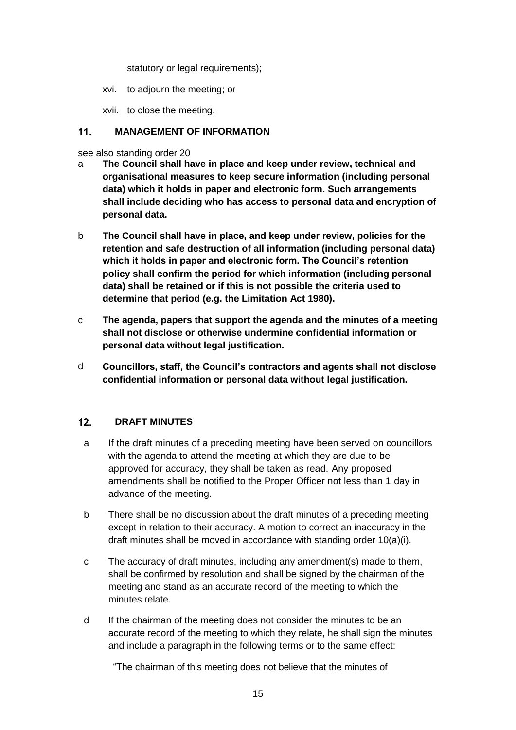statutory or legal requirements);

xvi. to adjourn the meeting; or

xvii. to close the meeting.

## 11. MANAGEMENT OF INFORMATION

see also standing order 20

a **The Council shall have in place and keep under review, technical and organisational measures to keep secure information (including personal data) which it holds in paper and electronic form. Such arrangements shall include deciding who has access to personal data and encryption of personal data.**

b **The Council shall have in place, and keep under review, policies for the retention and safe destruction of all information (including personal data) which it holds in paper and electronic form. The Council's retention policy shall confirm the period for which information (including personal data) shall be retained or if this is not possible the criteria used to determine that period (e.g. the Limitation Act 1980).**

c **The agenda, papers that support the agenda and the minutes of a meeting shall not disclose or otherwise undermine confidential information or personal data without legal justification.**

d **Councillors, staff, the Council's contractors and agents shall not disclose confidential information or personal data without legal justification.**

## 12. DRAFT MINUTES

a If the draft minutes of a preceding meeting have been served on councillors with the agenda to attend the meeting at which they are due to be approved for accuracy, they shall be taken as read. Any proposed amendments shall be notified to the Proper Officer not less than 1 day in advance of the meeting.

b There shall be no discussion about the draft minutes of a preceding meeting except in relation to their accuracy. A motion to correct an inaccuracy in the draft minutes shall be moved in accordance with standing order 10(a)(i).

c The accuracy of draft minutes, including any amendment(s) made to them, shall be confirmed by resolution and shall be signed by the chairman of the meeting and stand as an accurate record of the meeting to which the minutes relate.

d If the chairman of the meeting does not consider the minutes to be an accurate record of the meeting to which they relate, he shall sign the minutes and include a paragraph in the following terms or to the same effect:

"The chairman of this meeting does not believe that the minutes of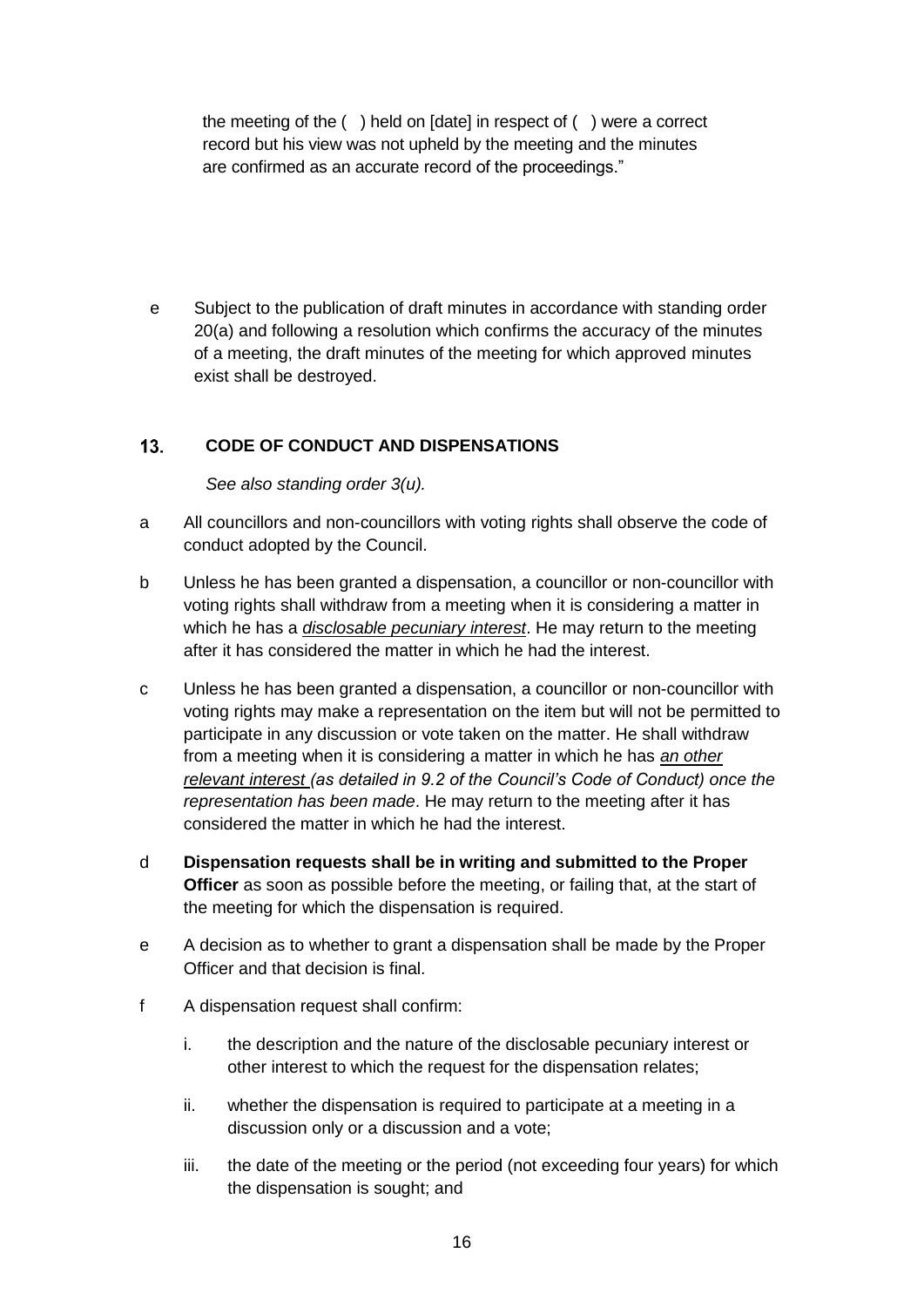the meeting of the ( ) held on [date] in respect of ( ) were a correct record but his view was not upheld by the meeting and the minutes are confirmed as an accurate record of the proceedings."

e Subject to the publication of draft minutes in accordance with standing order 20(a) and following a resolution which confirms the accuracy of the minutes of a meeting, the draft minutes of the meeting for which approved minutes exist shall be destroyed.

## 13. CODE OF CONDUCT AND DISPENSATIONS

*See also standing order 3(u).*

a All councillors and non-councillors with voting rights shall observe the code of conduct adopted by the Council.

b Unless he has been granted a dispensation, a councillor or non-councillor with voting rights shall withdraw from a meeting when it is considering a matter in which he has a *disclosable pecuniary interest*. He may return to the meeting after it has considered the matter in which he had the interest.

c Unless he has been granted a dispensation, a councillor or non-councillor with voting rights may make a representation on the item but will not be permitted to participate in any discussion or vote taken on the matter. He shall withdraw from a meeting when it is considering a matter in which he has *an other relevant interest (as detailed in 9.2 of the Council's Code of Conduct) once the representation has been made*. He may return to the meeting after it has considered the matter in which he had the interest.

d **Dispensation requests shall be in writing and submitted to the Proper Officer** as soon as possible before the meeting, or failing that, at the start of the meeting for which the dispensation is required.

e A decision as to whether to grant a dispensation shall be made by the Proper Officer and that decision is final.

f A dispensation request shall confirm:

i. the description and the nature of the disclosable pecuniary interest or other interest to which the request for the dispensation relates;

ii. whether the dispensation is required to participate at a meeting in a discussion only or a discussion and a vote;

iii. the date of the meeting or the period (not exceeding four years) for which the dispensation is sought; and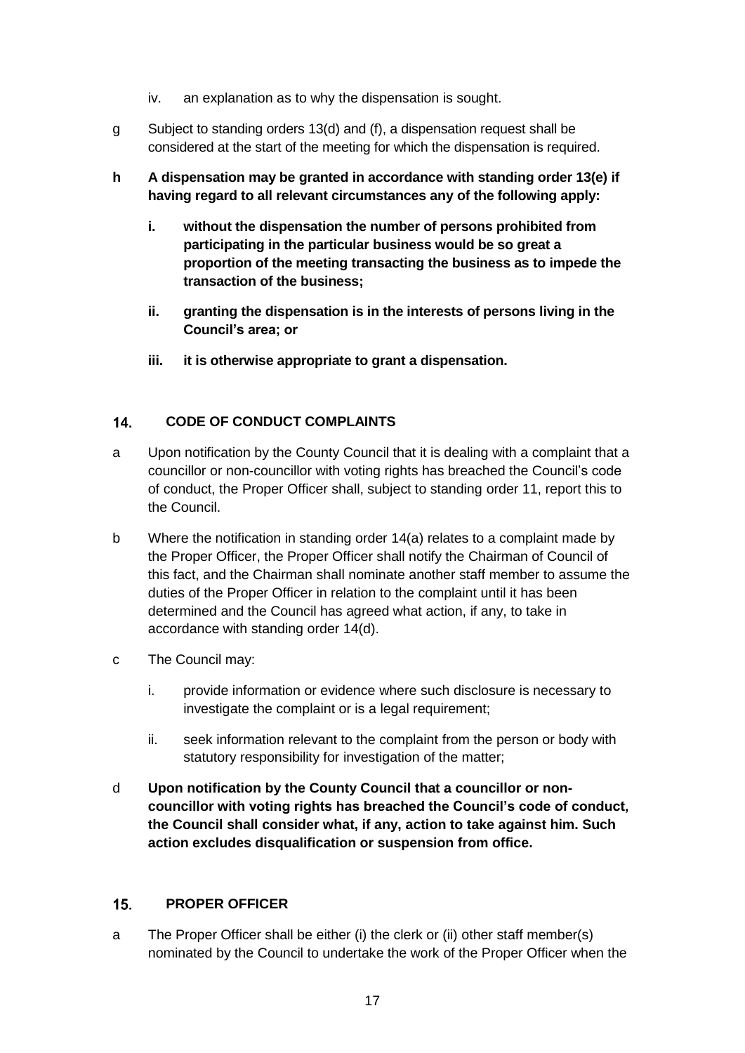iv. an explanation as to why the dispensation is sought.

g Subject to standing orders 13(d) and (f), a dispensation request shall be considered at the start of the meeting for which the dispensation is required.

**h A dispensation may be granted in accordance with standing order 13(e) if having regard to all relevant circumstances any of the following apply:**

**i. without the dispensation the number of persons prohibited from participating in the particular business would be so great a proportion of the meeting transacting the business as to impede the transaction of the business;**

**ii. granting the dispensation is in the interests of persons living in the Council's area; or**

**iii. it is otherwise appropriate to grant a dispensation.**

## 14. CODE OF CONDUCT COMPLAINTS

a Upon notification by the County Council that it is dealing with a complaint that a councillor or non-councillor with voting rights has breached the Council's code of conduct, the Proper Officer shall, subject to standing order 11, report this to the Council.

b Where the notification in standing order 14(a) relates to a complaint made by the Proper Officer, the Proper Officer shall notify the Chairman of Council of this fact, and the Chairman shall nominate another staff member to assume the duties of the Proper Officer in relation to the complaint until it has been determined and the Council has agreed what action, if any, to take in accordance with standing order 14(d).

c The Council may:

i. provide information or evidence where such disclosure is necessary to investigate the complaint or is a legal requirement;

ii. seek information relevant to the complaint from the person or body with statutory responsibility for investigation of the matter;

d **Upon notification by the County Council that a councillor or non-councillor with voting rights has breached the Council's code of conduct, the Council shall consider what, if any, action to take against him. Such action excludes disqualification or suspension from office.**

## 15. PROPER OFFICER

a The Proper Officer shall be either (i) the clerk or (ii) other staff member(s) nominated by the Council to undertake the work of the Proper Officer when the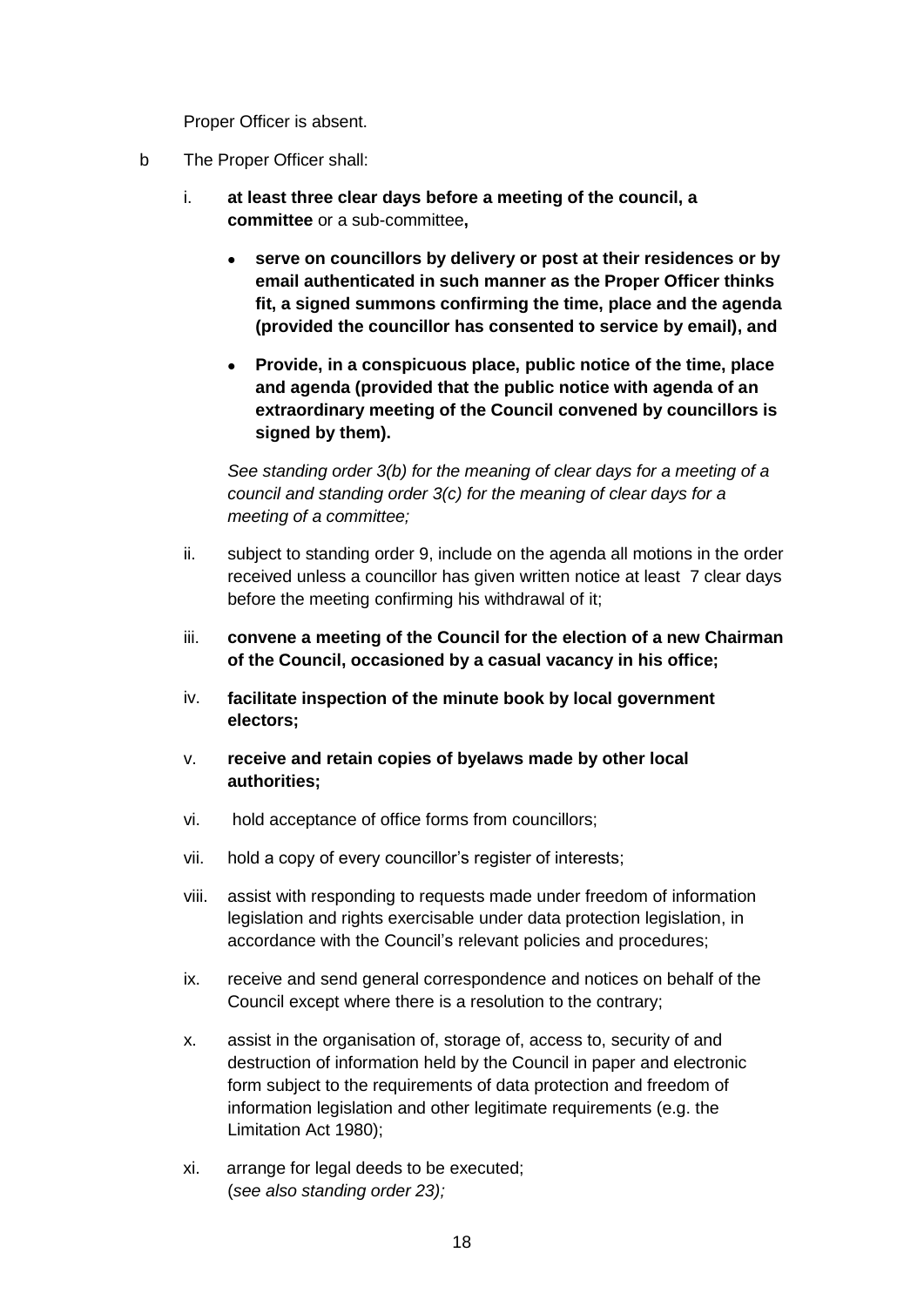Proper Officer is absent.

b The Proper Officer shall:

i. **at least three clear days before a meeting of the council, a committee** or a sub-committee**,**

   - **serve on councillors by delivery or post at their residences or by email authenticated in such manner as the Proper Officer thinks fit, a signed summons confirming the time, place and the agenda (provided the councillor has consented to service by email), and**
   - **Provide, in a conspicuous place, public notice of the time, place and agenda (provided that the public notice with agenda of an extraordinary meeting of the Council convened by councillors is signed by them).**

   *See standing order 3(b) for the meaning of clear days for a meeting of a council and standing order 3(c) for the meaning of clear days for a meeting of a committee;*

ii. subject to standing order 9, include on the agenda all motions in the order received unless a councillor has given written notice at least 7 clear days before the meeting confirming his withdrawal of it;

iii. **convene a meeting of the Council for the election of a new Chairman of the Council, occasioned by a casual vacancy in his office;**

iv. **facilitate inspection of the minute book by local government electors;**

v. **receive and retain copies of byelaws made by other local authorities;**

vi. hold acceptance of office forms from councillors;

vii. hold a copy of every councillor's register of interests;

viii. assist with responding to requests made under freedom of information legislation and rights exercisable under data protection legislation, in accordance with the Council's relevant policies and procedures;

ix. receive and send general correspondence and notices on behalf of the Council except where there is a resolution to the contrary;

x. assist in the organisation of, storage of, access to, security of and destruction of information held by the Council in paper and electronic form subject to the requirements of data protection and freedom of information legislation and other legitimate requirements (e.g. the Limitation Act 1980);

xi. arrange for legal deeds to be executed;
(*see also standing order 23);*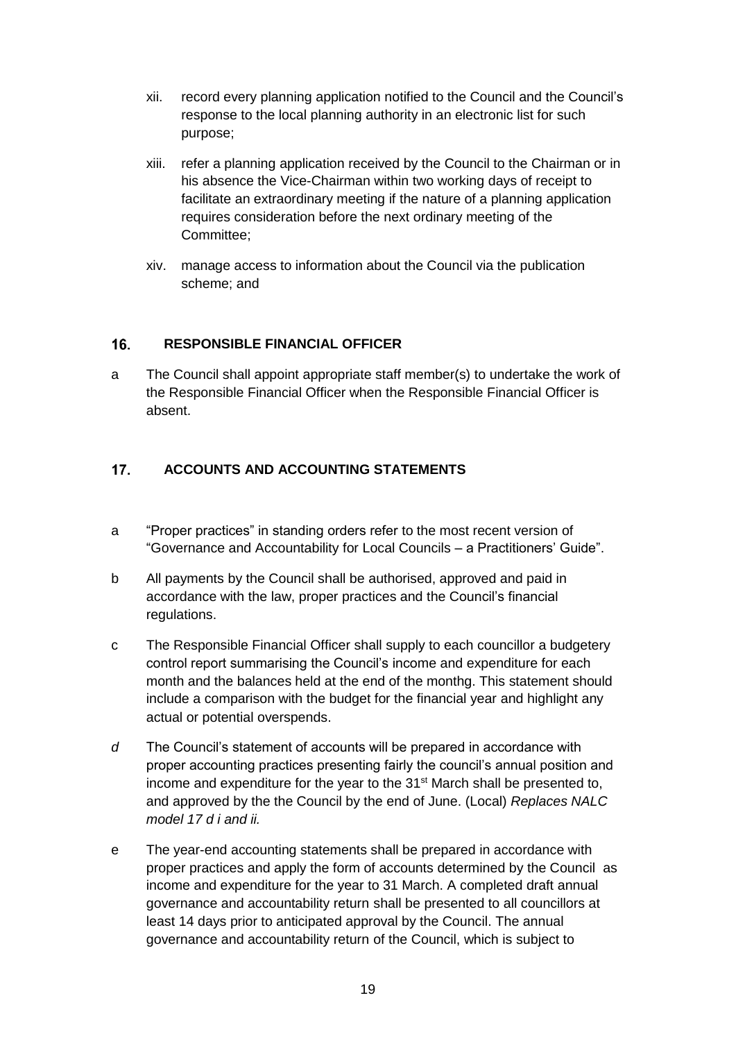xii. record every planning application notified to the Council and the Council's response to the local planning authority in an electronic list for such purpose;

xiii. refer a planning application received by the Council to the Chairman or in his absence the Vice-Chairman within two working days of receipt to facilitate an extraordinary meeting if the nature of a planning application requires consideration before the next ordinary meeting of the Committee;

xiv. manage access to information about the Council via the publication scheme; and

## 16. RESPONSIBLE FINANCIAL OFFICER

a The Council shall appoint appropriate staff member(s) to undertake the work of the Responsible Financial Officer when the Responsible Financial Officer is absent.

## 17. ACCOUNTS AND ACCOUNTING STATEMENTS

a "Proper practices" in standing orders refer to the most recent version of "Governance and Accountability for Local Councils – a Practitioners' Guide".

b All payments by the Council shall be authorised, approved and paid in accordance with the law, proper practices and the Council's financial regulations.

c The Responsible Financial Officer shall supply to each councillor a budgetery control report summarising the Council's income and expenditure for each month and the balances held at the end of the monthg. This statement should include a comparison with the budget for the financial year and highlight any actual or potential overspends.

*d* The Council's statement of accounts will be prepared in accordance with proper accounting practices presenting fairly the council's annual position and income and expenditure for the year to the 31st March shall be presented to, and approved by the the Council by the end of June. (Local) *Replaces NALC model 17 d i and ii.*

e The year-end accounting statements shall be prepared in accordance with proper practices and apply the form of accounts determined by the Council as income and expenditure for the year to 31 March. A completed draft annual governance and accountability return shall be presented to all councillors at least 14 days prior to anticipated approval by the Council. The annual governance and accountability return of the Council, which is subject to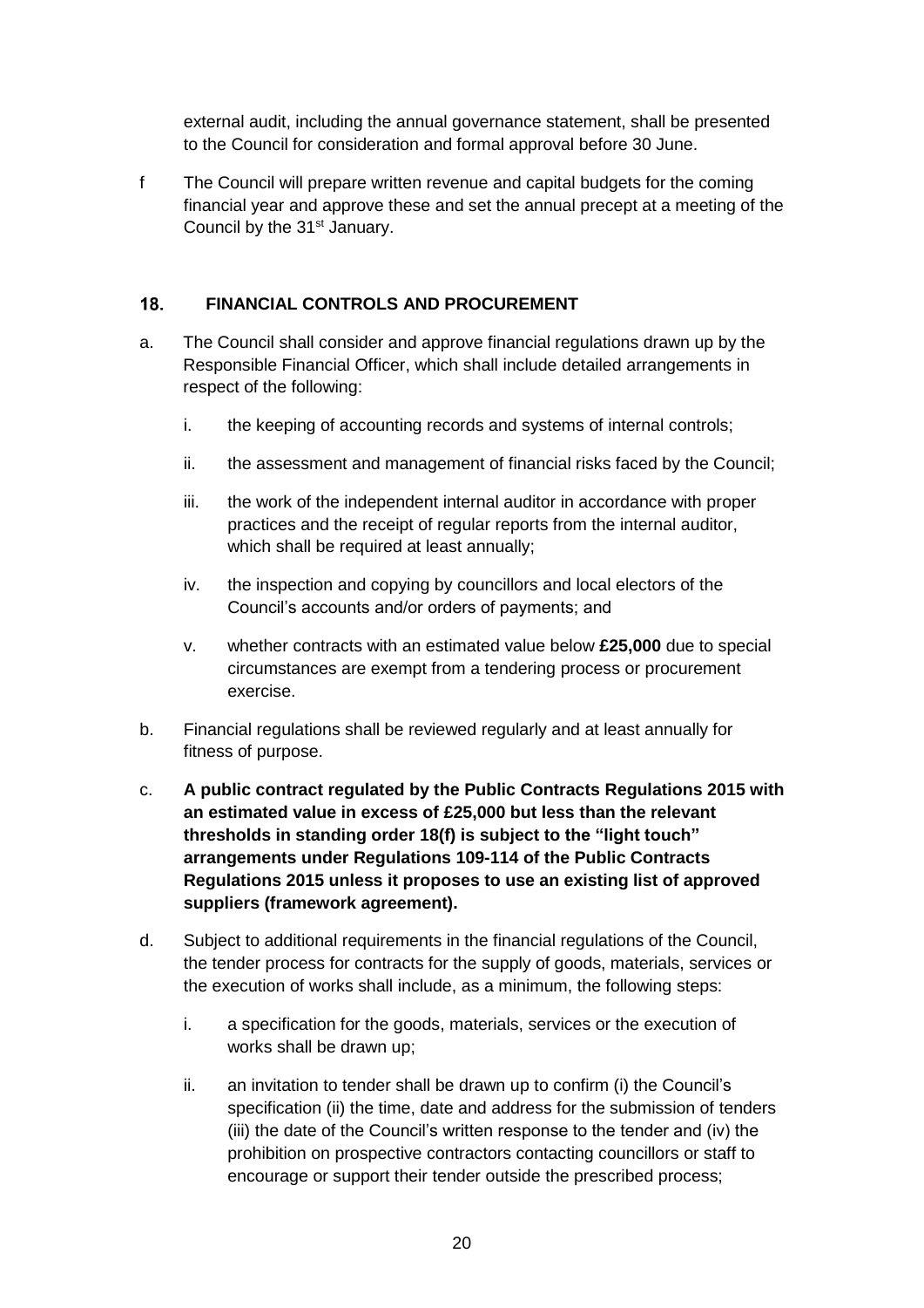external audit, including the annual governance statement, shall be presented to the Council for consideration and formal approval before 30 June.

f The Council will prepare written revenue and capital budgets for the coming financial year and approve these and set the annual precept at a meeting of the Council by the 31st January.

## 18. FINANCIAL CONTROLS AND PROCUREMENT

a. The Council shall consider and approve financial regulations drawn up by the Responsible Financial Officer, which shall include detailed arrangements in respect of the following:

   i. the keeping of accounting records and systems of internal controls;

   ii. the assessment and management of financial risks faced by the Council;

   iii. the work of the independent internal auditor in accordance with proper practices and the receipt of regular reports from the internal auditor, which shall be required at least annually;

   iv. the inspection and copying by councillors and local electors of the Council's accounts and/or orders of payments; and

   v. whether contracts with an estimated value below **£25,000** due to special circumstances are exempt from a tendering process or procurement exercise.

b. Financial regulations shall be reviewed regularly and at least annually for fitness of purpose.

c. **A public contract regulated by the Public Contracts Regulations 2015 with an estimated value in excess of £25,000 but less than the relevant thresholds in standing order 18(f) is subject to the "light touch" arrangements under Regulations 109-114 of the Public Contracts Regulations 2015 unless it proposes to use an existing list of approved suppliers (framework agreement).**

d. Subject to additional requirements in the financial regulations of the Council, the tender process for contracts for the supply of goods, materials, services or the execution of works shall include, as a minimum, the following steps:

   i. a specification for the goods, materials, services or the execution of works shall be drawn up;

   ii. an invitation to tender shall be drawn up to confirm (i) the Council's specification (ii) the time, date and address for the submission of tenders (iii) the date of the Council's written response to the tender and (iv) the prohibition on prospective contractors contacting councillors or staff to encourage or support their tender outside the prescribed process;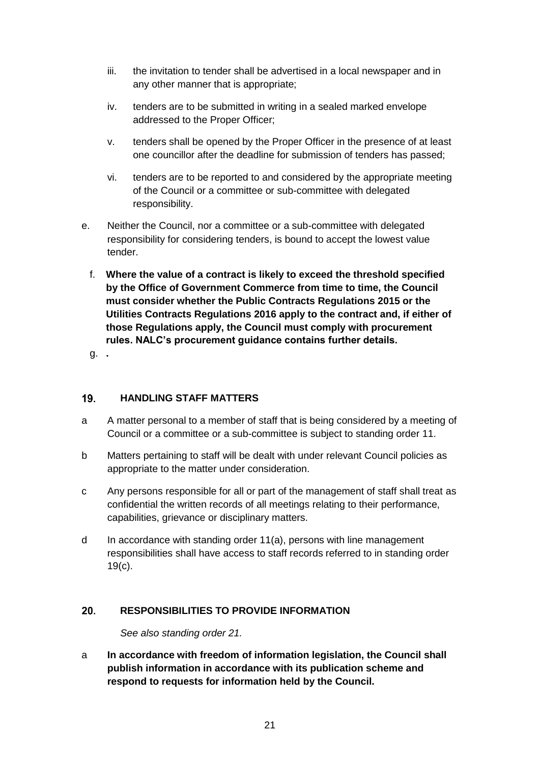iii. the invitation to tender shall be advertised in a local newspaper and in any other manner that is appropriate;

iv. tenders are to be submitted in writing in a sealed marked envelope addressed to the Proper Officer;

v. tenders shall be opened by the Proper Officer in the presence of at least one councillor after the deadline for submission of tenders has passed;

vi. tenders are to be reported to and considered by the appropriate meeting of the Council or a committee or sub-committee with delegated responsibility.

e. Neither the Council, nor a committee or a sub-committee with delegated responsibility for considering tenders, is bound to accept the lowest value tender.

f. **Where the value of a contract is likely to exceed the threshold specified by the Office of Government Commerce from time to time, the Council must consider whether the Public Contracts Regulations 2015 or the Utilities Contracts Regulations 2016 apply to the contract and, if either of those Regulations apply, the Council must comply with procurement rules. NALC's procurement guidance contains further details.**

g. **.**

## 19. HANDLING STAFF MATTERS

a A matter personal to a member of staff that is being considered by a meeting of Council or a committee or a sub-committee is subject to standing order 11.

b Matters pertaining to staff will be dealt with under relevant Council policies as appropriate to the matter under consideration.

c Any persons responsible for all or part of the management of staff shall treat as confidential the written records of all meetings relating to their performance, capabilities, grievance or disciplinary matters.

d In accordance with standing order 11(a), persons with line management responsibilities shall have access to staff records referred to in standing order 19(c).

## 20. RESPONSIBILITIES TO PROVIDE INFORMATION

*See also standing order 21.*

a **In accordance with freedom of information legislation, the Council shall publish information in accordance with its publication scheme and respond to requests for information held by the Council.**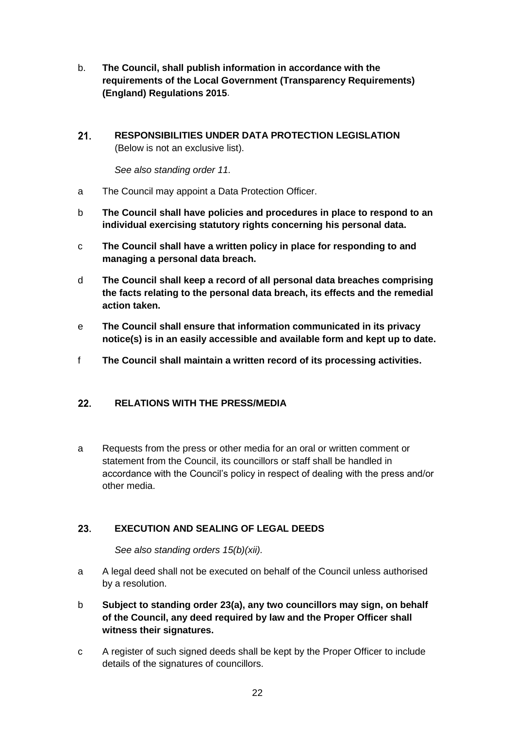b. **The Council, shall publish information in accordance with the requirements of the Local Government (Transparency Requirements) (England) Regulations 2015**.

## 21. RESPONSIBILITIES UNDER DATA PROTECTION LEGISLATION

(Below is not an exclusive list).

*See also standing order 11.*

a The Council may appoint a Data Protection Officer.

b **The Council shall have policies and procedures in place to respond to an individual exercising statutory rights concerning his personal data.**

c **The Council shall have a written policy in place for responding to and managing a personal data breach.**

d **The Council shall keep a record of all personal data breaches comprising the facts relating to the personal data breach, its effects and the remedial action taken.**

e **The Council shall ensure that information communicated in its privacy notice(s) is in an easily accessible and available form and kept up to date.**

f **The Council shall maintain a written record of its processing activities.**

## 22. RELATIONS WITH THE PRESS/MEDIA

a Requests from the press or other media for an oral or written comment or statement from the Council, its councillors or staff shall be handled in accordance with the Council's policy in respect of dealing with the press and/or other media.

## 23. EXECUTION AND SEALING OF LEGAL DEEDS

*See also standing orders 15(b)(xii).*

a A legal deed shall not be executed on behalf of the Council unless authorised by a resolution.

b **Subject to standing order 23(a), any two councillors may sign, on behalf of the Council, any deed required by law and the Proper Officer shall witness their signatures.**

c A register of such signed deeds shall be kept by the Proper Officer to include details of the signatures of councillors.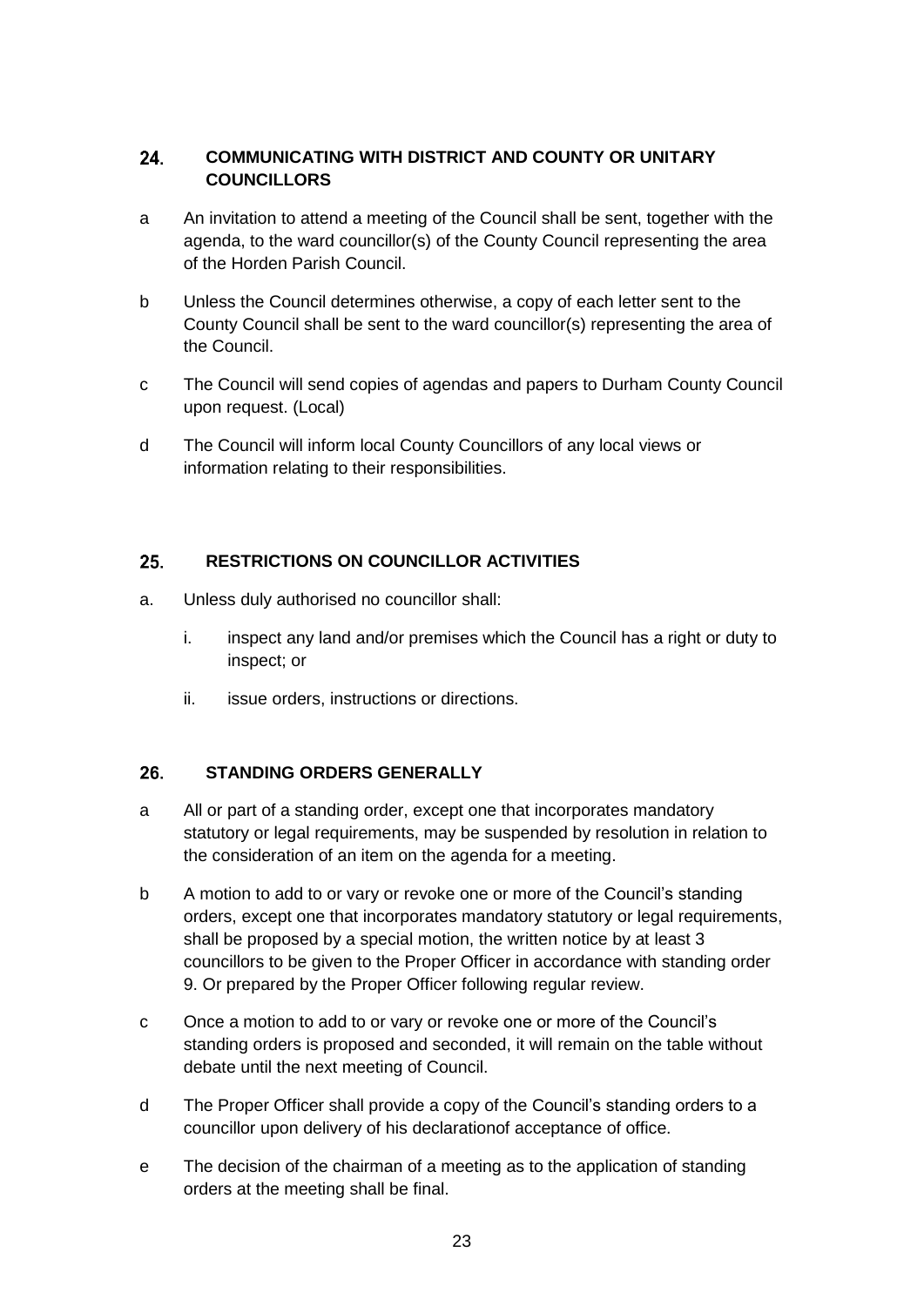## 24. COMMUNICATING WITH DISTRICT AND COUNTY OR UNITARY COUNCILLORS

a An invitation to attend a meeting of the Council shall be sent, together with the agenda, to the ward councillor(s) of the County Council representing the area of the Horden Parish Council.

b Unless the Council determines otherwise, a copy of each letter sent to the County Council shall be sent to the ward councillor(s) representing the area of the Council.

c The Council will send copies of agendas and papers to Durham County Council upon request. (Local)

d The Council will inform local County Councillors of any local views or information relating to their responsibilities.

## 25. RESTRICTIONS ON COUNCILLOR ACTIVITIES

a. Unless duly authorised no councillor shall:

   i. inspect any land and/or premises which the Council has a right or duty to inspect; or

   ii. issue orders, instructions or directions.

## 26. STANDING ORDERS GENERALLY

a All or part of a standing order, except one that incorporates mandatory statutory or legal requirements, may be suspended by resolution in relation to the consideration of an item on the agenda for a meeting.

b A motion to add to or vary or revoke one or more of the Council's standing orders, except one that incorporates mandatory statutory or legal requirements, shall be proposed by a special motion, the written notice by at least 3 councillors to be given to the Proper Officer in accordance with standing order 9. Or prepared by the Proper Officer following regular review.

c Once a motion to add to or vary or revoke one or more of the Council's standing orders is proposed and seconded, it will remain on the table without debate until the next meeting of Council.

d The Proper Officer shall provide a copy of the Council's standing orders to a councillor upon delivery of his declarationof acceptance of office.

e The decision of the chairman of a meeting as to the application of standing orders at the meeting shall be final.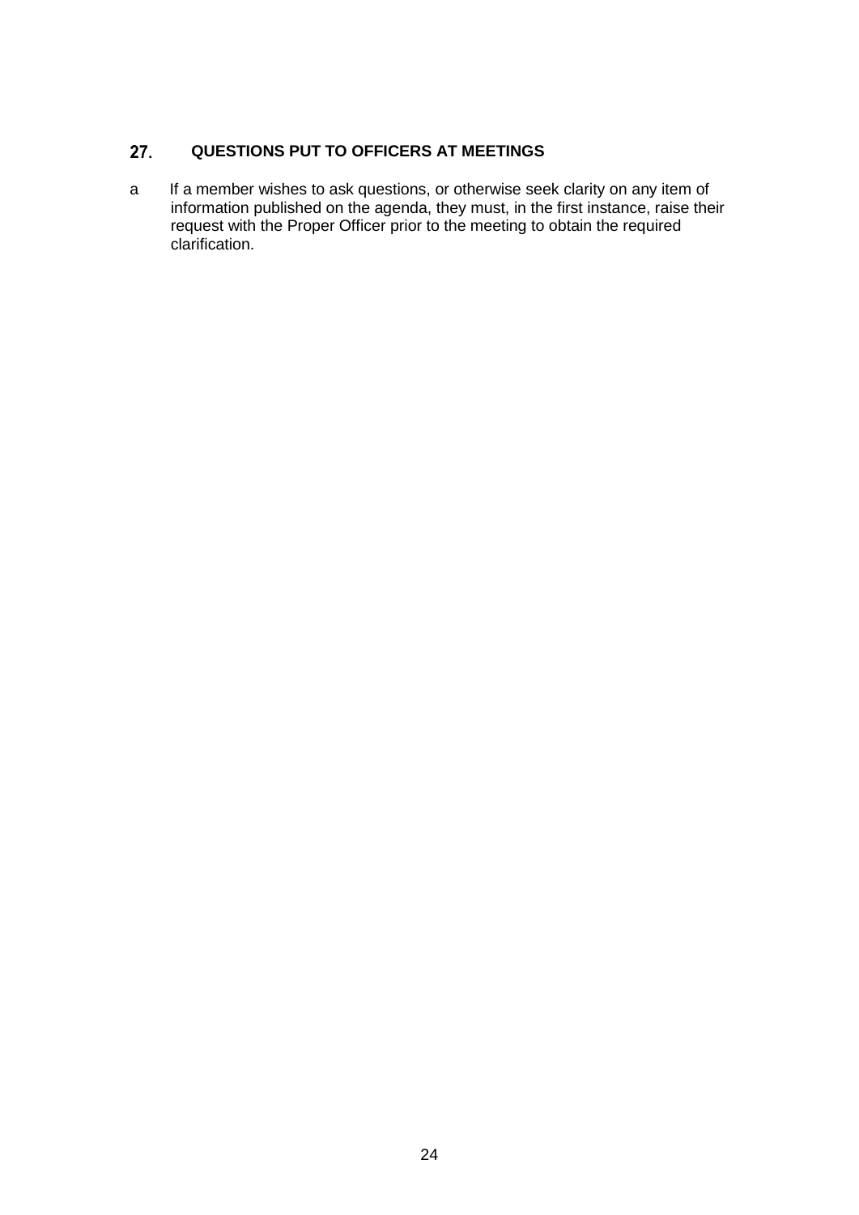## 27. QUESTIONS PUT TO OFFICERS AT MEETINGS

a If a member wishes to ask questions, or otherwise seek clarity on any item of information published on the agenda, they must, in the first instance, raise their request with the Proper Officer prior to the meeting to obtain the required clarification.